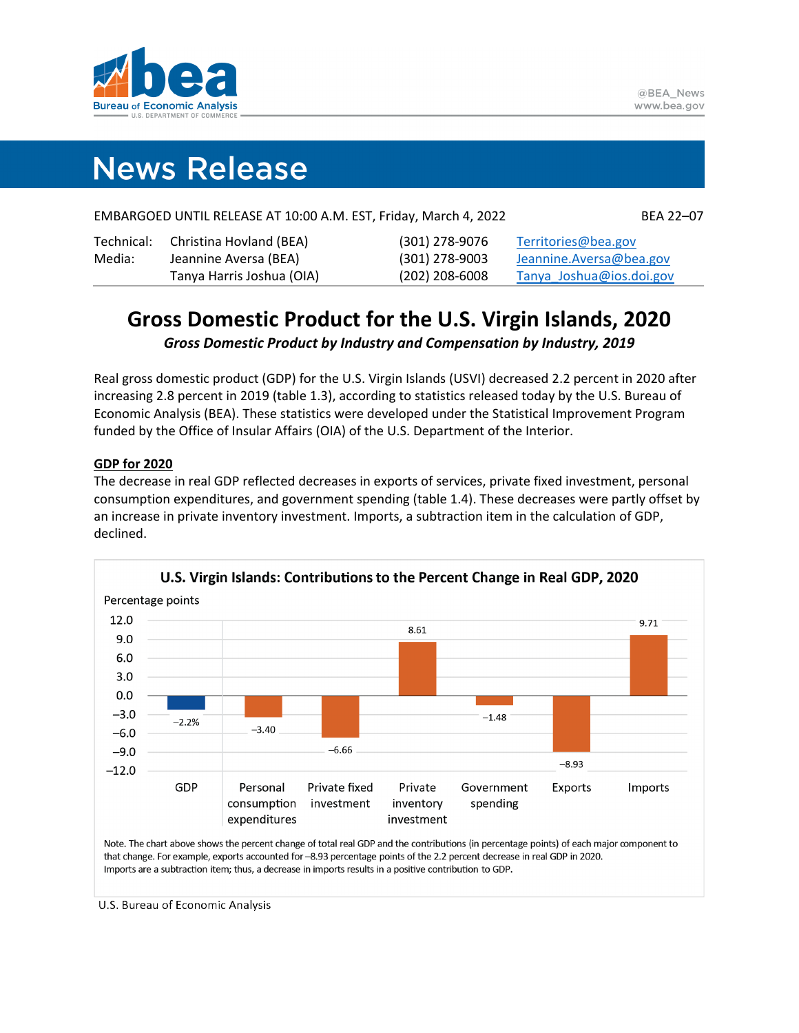bea
Bureau of Economic Analysis
U.S. DEPARTMENT OF COMMERCE

@BEA_News
www.bea.gov

# News Release

EMBARGOED UNTIL RELEASE AT 10:00 A.M. EST, Friday, March 4, 2022 — BEA 22–07

| | | | |
|---|---|---|---|
| Technical: | Christina Hovland (BEA) | (301) 278-9076 | Territories@bea.gov |
| Media: | Jeannine Aversa (BEA) | (301) 278-9003 | Jeannine.Aversa@bea.gov |
| | Tanya Harris Joshua (OIA) | (202) 208-6008 | Tanya_Joshua@ios.doi.gov |

## Gross Domestic Product for the U.S. Virgin Islands, 2020

***Gross Domestic Product by Industry and Compensation by Industry, 2019***

Real gross domestic product (GDP) for the U.S. Virgin Islands (USVI) decreased 2.2 percent in 2020 after increasing 2.8 percent in 2019 (table 1.3), according to statistics released today by the U.S. Bureau of Economic Analysis (BEA). These statistics were developed under the Statistical Improvement Program funded by the Office of Insular Affairs (OIA) of the U.S. Department of the Interior.

### GDP for 2020

The decrease in real GDP reflected decreases in exports of services, private fixed investment, personal consumption expenditures, and government spending (table 1.4). These decreases were partly offset by an increase in private inventory investment. Imports, a subtraction item in the calculation of GDP, declined.

**U.S. Virgin Islands: Contributions to the Percent Change in Real GDP, 2020**

Percentage points

| Component | Value |
|---|---|
| GDP | −2.2% |
| Personal consumption expenditures | −3.40 |
| Private fixed investment | −6.66 |
| Private inventory investment | 8.61 |
| Government spending | −1.48 |
| Exports | −8.93 |
| Imports | 9.71 |

Note. The chart above shows the percent change of total real GDP and the contributions (in percentage points) of each major component to that change. For example, exports accounted for −8.93 percentage points of the 2.2 percent decrease in real GDP in 2020. Imports are a subtraction item; thus, a decrease in imports results in a positive contribution to GDP.

U.S. Bureau of Economic Analysis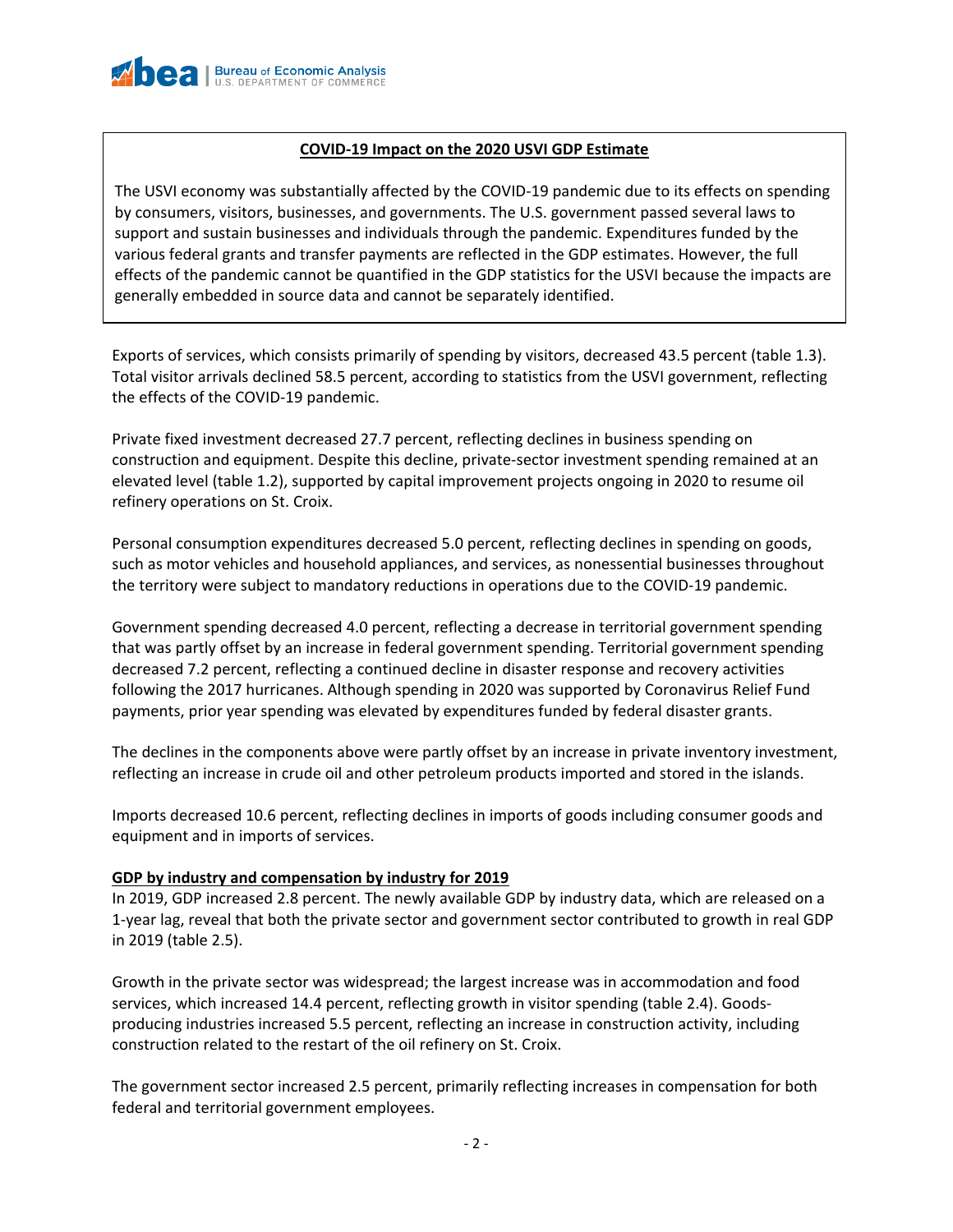**COVID-19 Impact on the 2020 USVI GDP Estimate**

The USVI economy was substantially affected by the COVID-19 pandemic due to its effects on spending by consumers, visitors, businesses, and governments. The U.S. government passed several laws to support and sustain businesses and individuals through the pandemic. Expenditures funded by the various federal grants and transfer payments are reflected in the GDP estimates. However, the full effects of the pandemic cannot be quantified in the GDP statistics for the USVI because the impacts are generally embedded in source data and cannot be separately identified.

Exports of services, which consists primarily of spending by visitors, decreased 43.5 percent (table 1.3). Total visitor arrivals declined 58.5 percent, according to statistics from the USVI government, reflecting the effects of the COVID-19 pandemic.

Private fixed investment decreased 27.7 percent, reflecting declines in business spending on construction and equipment. Despite this decline, private-sector investment spending remained at an elevated level (table 1.2), supported by capital improvement projects ongoing in 2020 to resume oil refinery operations on St. Croix.

Personal consumption expenditures decreased 5.0 percent, reflecting declines in spending on goods, such as motor vehicles and household appliances, and services, as nonessential businesses throughout the territory were subject to mandatory reductions in operations due to the COVID-19 pandemic.

Government spending decreased 4.0 percent, reflecting a decrease in territorial government spending that was partly offset by an increase in federal government spending. Territorial government spending decreased 7.2 percent, reflecting a continued decline in disaster response and recovery activities following the 2017 hurricanes. Although spending in 2020 was supported by Coronavirus Relief Fund payments, prior year spending was elevated by expenditures funded by federal disaster grants.

The declines in the components above were partly offset by an increase in private inventory investment, reflecting an increase in crude oil and other petroleum products imported and stored in the islands.

Imports decreased 10.6 percent, reflecting declines in imports of goods including consumer goods and equipment and in imports of services.

**GDP by industry and compensation by industry for 2019**

In 2019, GDP increased 2.8 percent. The newly available GDP by industry data, which are released on a 1-year lag, reveal that both the private sector and government sector contributed to growth in real GDP in 2019 (table 2.5).

Growth in the private sector was widespread; the largest increase was in accommodation and food services, which increased 14.4 percent, reflecting growth in visitor spending (table 2.4). Goods-producing industries increased 5.5 percent, reflecting an increase in construction activity, including construction related to the restart of the oil refinery on St. Croix.

The government sector increased 2.5 percent, primarily reflecting increases in compensation for both federal and territorial government employees.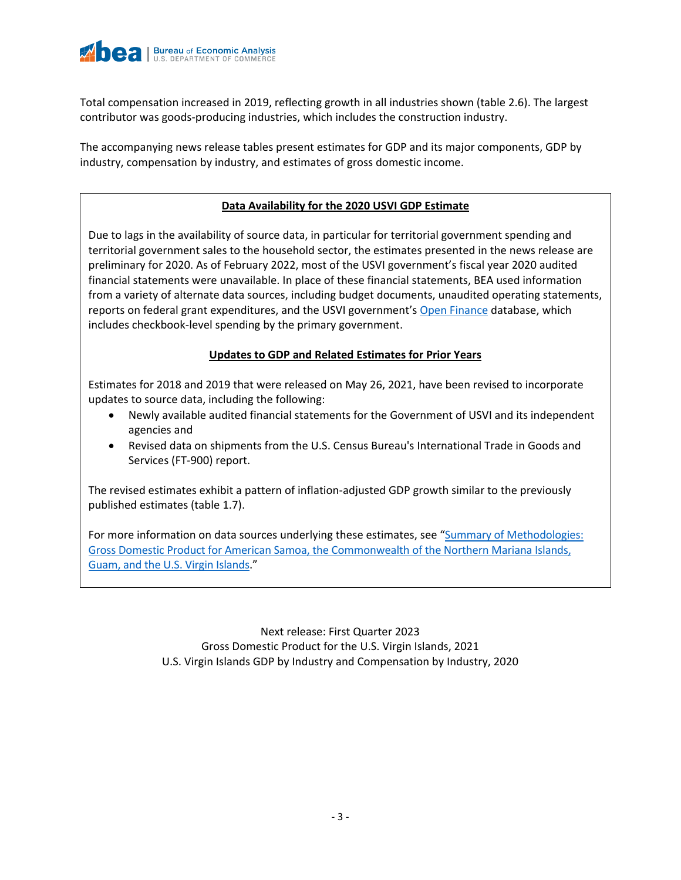Total compensation increased in 2019, reflecting growth in all industries shown (table 2.6). The largest contributor was goods-producing industries, which includes the construction industry.

The accompanying news release tables present estimates for GDP and its major components, GDP by industry, compensation by industry, and estimates of gross domestic income.

**Data Availability for the 2020 USVI GDP Estimate**

Due to lags in the availability of source data, in particular for territorial government spending and territorial government sales to the household sector, the estimates presented in the news release are preliminary for 2020. As of February 2022, most of the USVI government's fiscal year 2020 audited financial statements were unavailable. In place of these financial statements, BEA used information from a variety of alternate data sources, including budget documents, unaudited operating statements, reports on federal grant expenditures, and the USVI government's Open Finance database, which includes checkbook-level spending by the primary government.

**Updates to GDP and Related Estimates for Prior Years**

Estimates for 2018 and 2019 that were released on May 26, 2021, have been revised to incorporate updates to source data, including the following:

- Newly available audited financial statements for the Government of USVI and its independent agencies and
- Revised data on shipments from the U.S. Census Bureau's International Trade in Goods and Services (FT-900) report.

The revised estimates exhibit a pattern of inflation-adjusted GDP growth similar to the previously published estimates (table 1.7).

For more information on data sources underlying these estimates, see "Summary of Methodologies: Gross Domestic Product for American Samoa, the Commonwealth of the Northern Mariana Islands, Guam, and the U.S. Virgin Islands."

Next release: First Quarter 2023
Gross Domestic Product for the U.S. Virgin Islands, 2021
U.S. Virgin Islands GDP by Industry and Compensation by Industry, 2020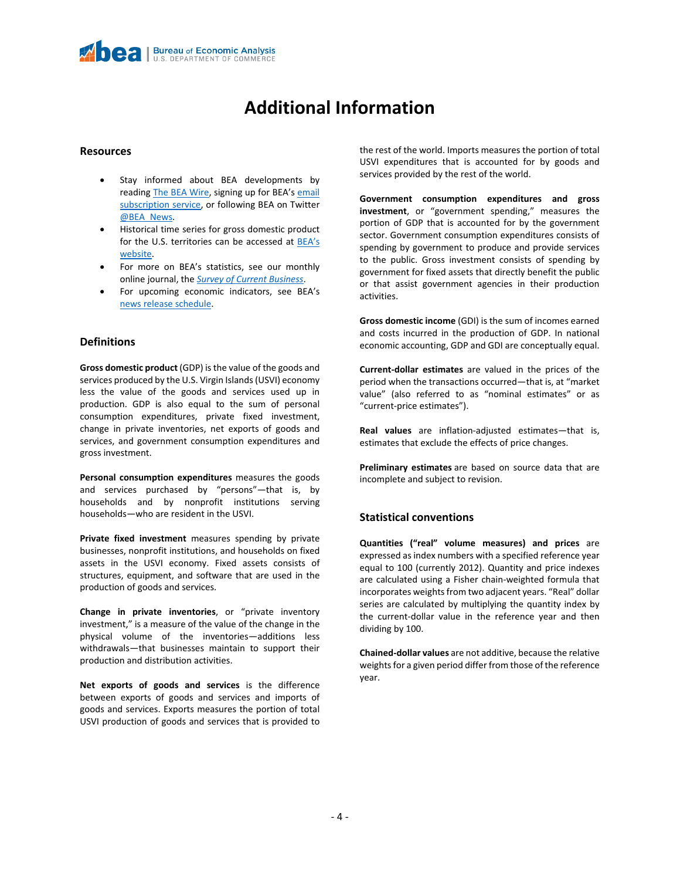# Additional Information

## Resources

- Stay informed about BEA developments by reading The BEA Wire, signing up for BEA's email subscription service, or following BEA on Twitter @BEA_News.
- Historical time series for gross domestic product for the U.S. territories can be accessed at BEA's website.
- For more on BEA's statistics, see our monthly online journal, the *Survey of Current Business*.
- For upcoming economic indicators, see BEA's news release schedule.

## Definitions

**Gross domestic product** (GDP) is the value of the goods and services produced by the U.S. Virgin Islands (USVI) economy less the value of the goods and services used up in production. GDP is also equal to the sum of personal consumption expenditures, private fixed investment, change in private inventories, net exports of goods and services, and government consumption expenditures and gross investment.

**Personal consumption expenditures** measures the goods and services purchased by "persons"—that is, by households and by nonprofit institutions serving households—who are resident in the USVI.

**Private fixed investment** measures spending by private businesses, nonprofit institutions, and households on fixed assets in the USVI economy. Fixed assets consists of structures, equipment, and software that are used in the production of goods and services.

**Change in private inventories**, or "private inventory investment," is a measure of the value of the change in the physical volume of the inventories—additions less withdrawals—that businesses maintain to support their production and distribution activities.

**Net exports of goods and services** is the difference between exports of goods and services and imports of goods and services. Exports measures the portion of total USVI production of goods and services that is provided to the rest of the world. Imports measures the portion of total USVI expenditures that is accounted for by goods and services provided by the rest of the world.

**Government consumption expenditures and gross investment**, or "government spending," measures the portion of GDP that is accounted for by the government sector. Government consumption expenditures consists of spending by government to produce and provide services to the public. Gross investment consists of spending by government for fixed assets that directly benefit the public or that assist government agencies in their production activities.

**Gross domestic income** (GDI) is the sum of incomes earned and costs incurred in the production of GDP. In national economic accounting, GDP and GDI are conceptually equal.

**Current-dollar estimates** are valued in the prices of the period when the transactions occurred—that is, at "market value" (also referred to as "nominal estimates" or as "current-price estimates").

**Real values** are inflation-adjusted estimates—that is, estimates that exclude the effects of price changes.

**Preliminary estimates** are based on source data that are incomplete and subject to revision.

## Statistical conventions

**Quantities ("real" volume measures) and prices** are expressed as index numbers with a specified reference year equal to 100 (currently 2012). Quantity and price indexes are calculated using a Fisher chain-weighted formula that incorporates weights from two adjacent years. "Real" dollar series are calculated by multiplying the quantity index by the current-dollar value in the reference year and then dividing by 100.

**Chained-dollar values** are not additive, because the relative weights for a given period differ from those of the reference year.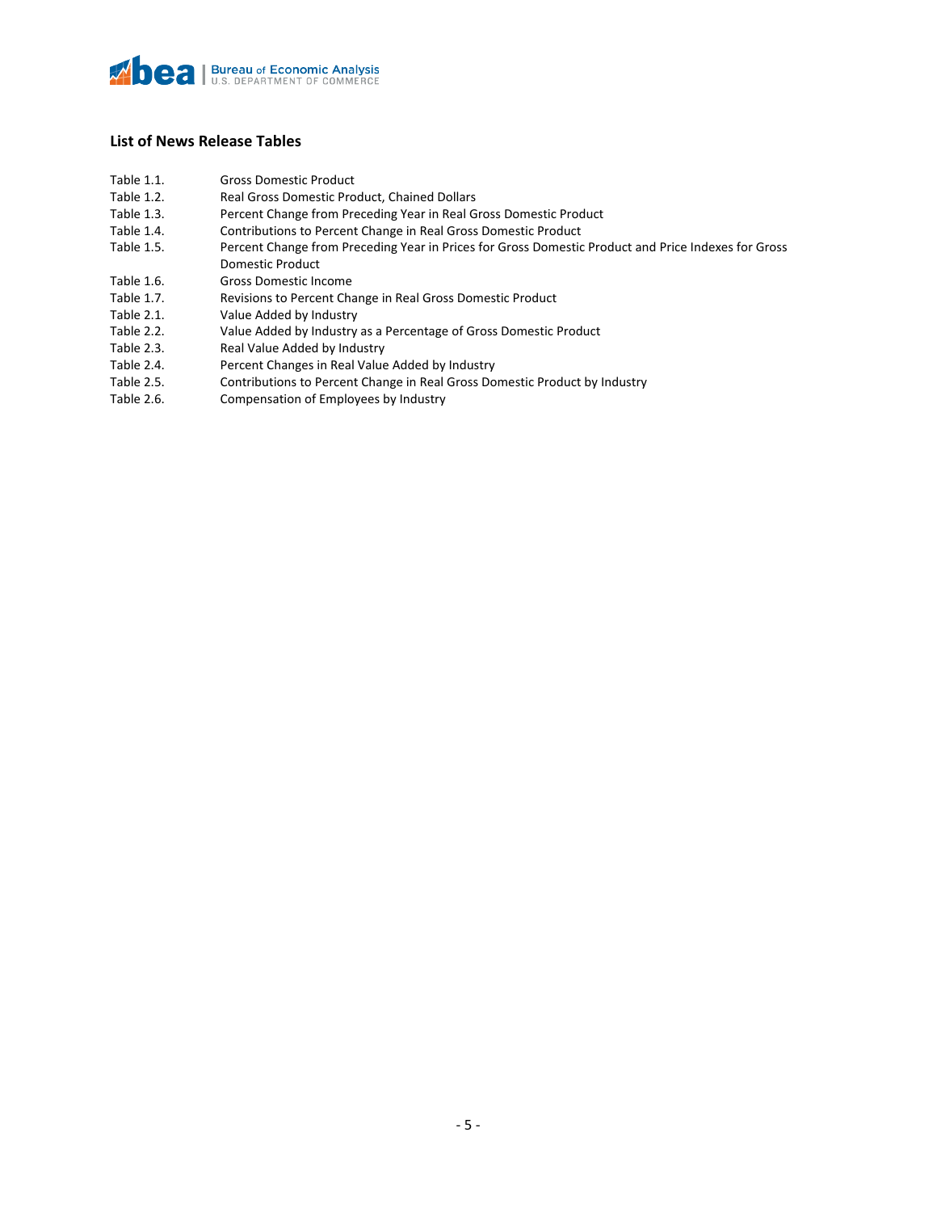## List of News Release Tables

| | |
|---|---|
| Table 1.1. | Gross Domestic Product |
| Table 1.2. | Real Gross Domestic Product, Chained Dollars |
| Table 1.3. | Percent Change from Preceding Year in Real Gross Domestic Product |
| Table 1.4. | Contributions to Percent Change in Real Gross Domestic Product |
| Table 1.5. | Percent Change from Preceding Year in Prices for Gross Domestic Product and Price Indexes for Gross Domestic Product |
| Table 1.6. | Gross Domestic Income |
| Table 1.7. | Revisions to Percent Change in Real Gross Domestic Product |
| Table 2.1. | Value Added by Industry |
| Table 2.2. | Value Added by Industry as a Percentage of Gross Domestic Product |
| Table 2.3. | Real Value Added by Industry |
| Table 2.4. | Percent Changes in Real Value Added by Industry |
| Table 2.5. | Contributions to Percent Change in Real Gross Domestic Product by Industry |
| Table 2.6. | Compensation of Employees by Industry |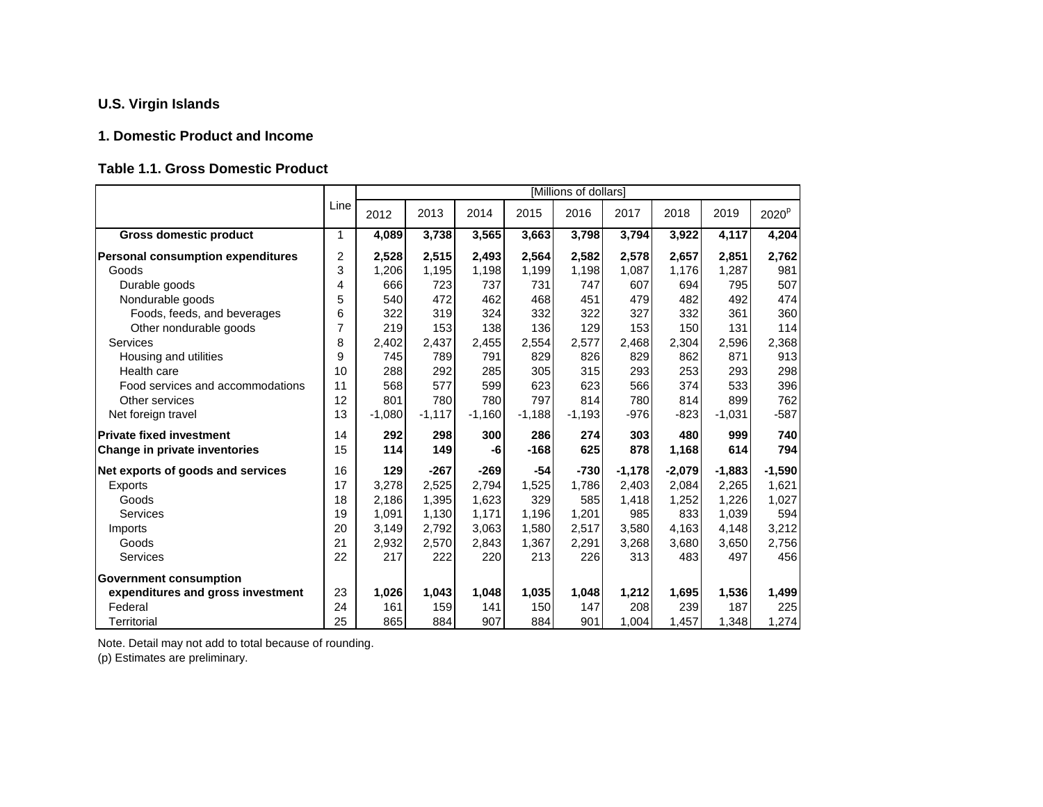## U.S. Virgin Islands

### 1. Domestic Product and Income

#### Table 1.1. Gross Domestic Product

| | Line | [Millions of dollars] | | | | | | | | |
|---|---|---|---|---|---|---|---|---|---|---|
| | | 2012 | 2013 | 2014 | 2015 | 2016 | 2017 | 2018 | 2019 | 2020[p] |
| **Gross domestic product** | 1 | **4,089** | **3,738** | **3,565** | **3,663** | **3,798** | **3,794** | **3,922** | **4,117** | **4,204** |
| **Personal consumption expenditures** | 2 | **2,528** | **2,515** | **2,493** | **2,564** | **2,582** | **2,578** | **2,657** | **2,851** | **2,762** |
| Goods | 3 | 1,206 | 1,195 | 1,198 | 1,199 | 1,198 | 1,087 | 1,176 | 1,287 | 981 |
| Durable goods | 4 | 666 | 723 | 737 | 731 | 747 | 607 | 694 | 795 | 507 |
| Nondurable goods | 5 | 540 | 472 | 462 | 468 | 451 | 479 | 482 | 492 | 474 |
| Foods, feeds, and beverages | 6 | 322 | 319 | 324 | 332 | 322 | 327 | 332 | 361 | 360 |
| Other nondurable goods | 7 | 219 | 153 | 138 | 136 | 129 | 153 | 150 | 131 | 114 |
| Services | 8 | 2,402 | 2,437 | 2,455 | 2,554 | 2,577 | 2,468 | 2,304 | 2,596 | 2,368 |
| Housing and utilities | 9 | 745 | 789 | 791 | 829 | 826 | 829 | 862 | 871 | 913 |
| Health care | 10 | 288 | 292 | 285 | 305 | 315 | 293 | 253 | 293 | 298 |
| Food services and accommodations | 11 | 568 | 577 | 599 | 623 | 623 | 566 | 374 | 533 | 396 |
| Other services | 12 | 801 | 780 | 780 | 797 | 814 | 780 | 814 | 899 | 762 |
| Net foreign travel | 13 | -1,080 | -1,117 | -1,160 | -1,188 | -1,193 | -976 | -823 | -1,031 | -587 |
| **Private fixed investment** | 14 | **292** | **298** | **300** | **286** | **274** | **303** | **480** | **999** | **740** |
| **Change in private inventories** | 15 | **114** | **149** | **-6** | **-168** | **625** | **878** | **1,168** | **614** | **794** |
| **Net exports of goods and services** | 16 | **129** | **-267** | **-269** | **-54** | **-730** | **-1,178** | **-2,079** | **-1,883** | **-1,590** |
| Exports | 17 | 3,278 | 2,525 | 2,794 | 1,525 | 1,786 | 2,403 | 2,084 | 2,265 | 1,621 |
| Goods | 18 | 2,186 | 1,395 | 1,623 | 329 | 585 | 1,418 | 1,252 | 1,226 | 1,027 |
| Services | 19 | 1,091 | 1,130 | 1,171 | 1,196 | 1,201 | 985 | 833 | 1,039 | 594 |
| Imports | 20 | 3,149 | 2,792 | 3,063 | 1,580 | 2,517 | 3,580 | 4,163 | 4,148 | 3,212 |
| Goods | 21 | 2,932 | 2,570 | 2,843 | 1,367 | 2,291 | 3,268 | 3,680 | 3,650 | 2,756 |
| Services | 22 | 217 | 222 | 220 | 213 | 226 | 313 | 483 | 497 | 456 |
| **Government consumption expenditures and gross investment** | 23 | **1,026** | **1,043** | **1,048** | **1,035** | **1,048** | **1,212** | **1,695** | **1,536** | **1,499** |
| Federal | 24 | 161 | 159 | 141 | 150 | 147 | 208 | 239 | 187 | 225 |
| Territorial | 25 | 865 | 884 | 907 | 884 | 901 | 1,004 | 1,457 | 1,348 | 1,274 |

Note. Detail may not add to total because of rounding.
(p) Estimates are preliminary.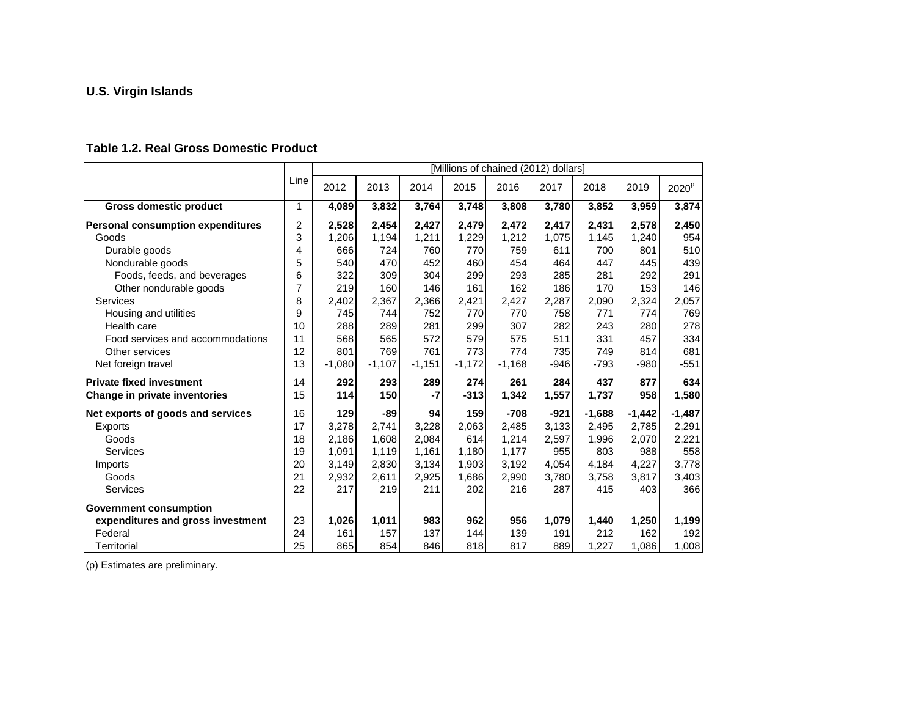**U.S. Virgin Islands**

**Table 1.2. Real Gross Domestic Product**

| | Line | [Millions of chained (2012) dollars] | | | | | | | | |
|---|---|---|---|---|---|---|---|---|---|---|
| | | 2012 | 2013 | 2014 | 2015 | 2016 | 2017 | 2018 | 2019 | 2020[p] |
| **Gross domestic product** | 1 | **4,089** | **3,832** | **3,764** | **3,748** | **3,808** | **3,780** | **3,852** | **3,959** | **3,874** |
| **Personal consumption expenditures** | 2 | **2,528** | **2,454** | **2,427** | **2,479** | **2,472** | **2,417** | **2,431** | **2,578** | **2,450** |
| Goods | 3 | 1,206 | 1,194 | 1,211 | 1,229 | 1,212 | 1,075 | 1,145 | 1,240 | 954 |
| Durable goods | 4 | 666 | 724 | 760 | 770 | 759 | 611 | 700 | 801 | 510 |
| Nondurable goods | 5 | 540 | 470 | 452 | 460 | 454 | 464 | 447 | 445 | 439 |
| Foods, feeds, and beverages | 6 | 322 | 309 | 304 | 299 | 293 | 285 | 281 | 292 | 291 |
| Other nondurable goods | 7 | 219 | 160 | 146 | 161 | 162 | 186 | 170 | 153 | 146 |
| Services | 8 | 2,402 | 2,367 | 2,366 | 2,421 | 2,427 | 2,287 | 2,090 | 2,324 | 2,057 |
| Housing and utilities | 9 | 745 | 744 | 752 | 770 | 770 | 758 | 771 | 774 | 769 |
| Health care | 10 | 288 | 289 | 281 | 299 | 307 | 282 | 243 | 280 | 278 |
| Food services and accommodations | 11 | 568 | 565 | 572 | 579 | 575 | 511 | 331 | 457 | 334 |
| Other services | 12 | 801 | 769 | 761 | 773 | 774 | 735 | 749 | 814 | 681 |
| Net foreign travel | 13 | -1,080 | -1,107 | -1,151 | -1,172 | -1,168 | -946 | -793 | -980 | -551 |
| **Private fixed investment** | 14 | **292** | **293** | **289** | **274** | **261** | **284** | **437** | **877** | **634** |
| **Change in private inventories** | 15 | **114** | **150** | **-7** | **-313** | **1,342** | **1,557** | **1,737** | **958** | **1,580** |
| **Net exports of goods and services** | 16 | **129** | **-89** | **94** | **159** | **-708** | **-921** | **-1,688** | **-1,442** | **-1,487** |
| Exports | 17 | 3,278 | 2,741 | 3,228 | 2,063 | 2,485 | 3,133 | 2,495 | 2,785 | 2,291 |
| Goods | 18 | 2,186 | 1,608 | 2,084 | 614 | 1,214 | 2,597 | 1,996 | 2,070 | 2,221 |
| Services | 19 | 1,091 | 1,119 | 1,161 | 1,180 | 1,177 | 955 | 803 | 988 | 558 |
| Imports | 20 | 3,149 | 2,830 | 3,134 | 1,903 | 3,192 | 4,054 | 4,184 | 4,227 | 3,778 |
| Goods | 21 | 2,932 | 2,611 | 2,925 | 1,686 | 2,990 | 3,780 | 3,758 | 3,817 | 3,403 |
| Services | 22 | 217 | 219 | 211 | 202 | 216 | 287 | 415 | 403 | 366 |
| **Government consumption expenditures and gross investment** | 23 | **1,026** | **1,011** | **983** | **962** | **956** | **1,079** | **1,440** | **1,250** | **1,199** |
| Federal | 24 | 161 | 157 | 137 | 144 | 139 | 191 | 212 | 162 | 192 |
| Territorial | 25 | 865 | 854 | 846 | 818 | 817 | 889 | 1,227 | 1,086 | 1,008 |

(p) Estimates are preliminary.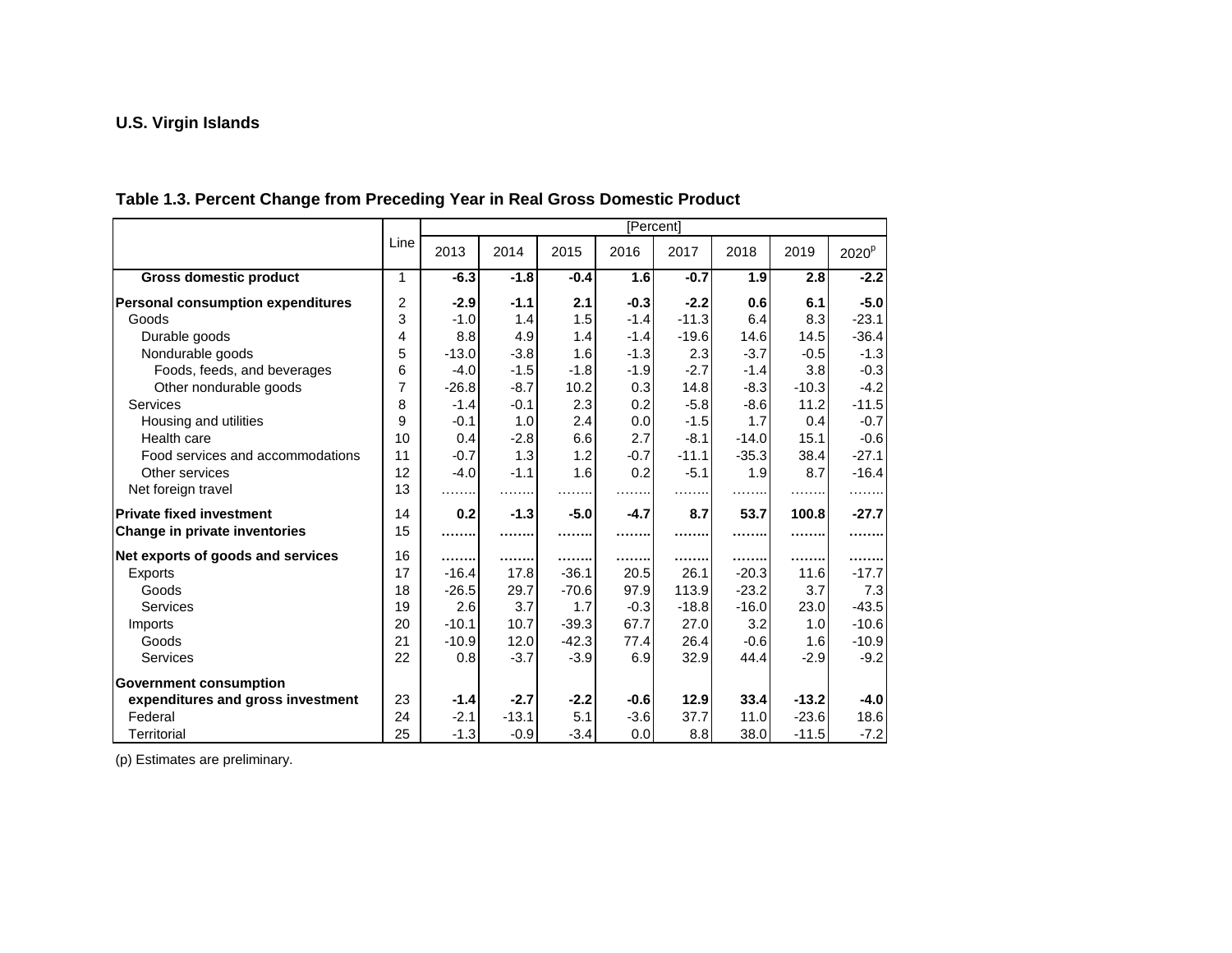## U.S. Virgin Islands

### Table 1.3. Percent Change from Preceding Year in Real Gross Domestic Product

| | Line | 2013 | 2014 | 2015 | 2016 | 2017 | 2018 | 2019 | 2020[p] |
|---|---|---|---|---|---|---|---|---|---|
| | | [Percent] | | | | | | | |
| **Gross domestic product** | 1 | **-6.3** | **-1.8** | **-0.4** | **1.6** | **-0.7** | **1.9** | **2.8** | **-2.2** |
| **Personal consumption expenditures** | 2 | **-2.9** | **-1.1** | **2.1** | **-0.3** | **-2.2** | **0.6** | **6.1** | **-5.0** |
| Goods | 3 | -1.0 | 1.4 | 1.5 | -1.4 | -11.3 | 6.4 | 8.3 | -23.1 |
| Durable goods | 4 | 8.8 | 4.9 | 1.4 | -1.4 | -19.6 | 14.6 | 14.5 | -36.4 |
| Nondurable goods | 5 | -13.0 | -3.8 | 1.6 | -1.3 | 2.3 | -3.7 | -0.5 | -1.3 |
| Foods, feeds, and beverages | 6 | -4.0 | -1.5 | -1.8 | -1.9 | -2.7 | -1.4 | 3.8 | -0.3 |
| Other nondurable goods | 7 | -26.8 | -8.7 | 10.2 | 0.3 | 14.8 | -8.3 | -10.3 | -4.2 |
| Services | 8 | -1.4 | -0.1 | 2.3 | 0.2 | -5.8 | -8.6 | 11.2 | -11.5 |
| Housing and utilities | 9 | -0.1 | 1.0 | 2.4 | 0.0 | -1.5 | 1.7 | 0.4 | -0.7 |
| Health care | 10 | 0.4 | -2.8 | 6.6 | 2.7 | -8.1 | -14.0 | 15.1 | -0.6 |
| Food services and accommodations | 11 | -0.7 | 1.3 | 1.2 | -0.7 | -11.1 | -35.3 | 38.4 | -27.1 |
| Other services | 12 | -4.0 | -1.1 | 1.6 | 0.2 | -5.1 | 1.9 | 8.7 | -16.4 |
| Net foreign travel | 13 | …….. | …….. | …….. | …….. | …….. | …….. | …….. | …….. |
| **Private fixed investment** | 14 | **0.2** | **-1.3** | **-5.0** | **-4.7** | **8.7** | **53.7** | **100.8** | **-27.7** |
| **Change in private inventories** | 15 | **……..** | **……..** | **……..** | **……..** | **……..** | **……..** | **……..** | **……..** |
| **Net exports of goods and services** | 16 | **……..** | **……..** | **……..** | **……..** | **……..** | **……..** | **……..** | **……..** |
| Exports | 17 | -16.4 | 17.8 | -36.1 | 20.5 | 26.1 | -20.3 | 11.6 | -17.7 |
| Goods | 18 | -26.5 | 29.7 | -70.6 | 97.9 | 113.9 | -23.2 | 3.7 | 7.3 |
| Services | 19 | 2.6 | 3.7 | 1.7 | -0.3 | -18.8 | -16.0 | 23.0 | -43.5 |
| Imports | 20 | -10.1 | 10.7 | -39.3 | 67.7 | 27.0 | 3.2 | 1.0 | -10.6 |
| Goods | 21 | -10.9 | 12.0 | -42.3 | 77.4 | 26.4 | -0.6 | 1.6 | -10.9 |
| Services | 22 | 0.8 | -3.7 | -3.9 | 6.9 | 32.9 | 44.4 | -2.9 | -9.2 |
| **Government consumption expenditures and gross investment** | 23 | **-1.4** | **-2.7** | **-2.2** | **-0.6** | **12.9** | **33.4** | **-13.2** | **-4.0** |
| Federal | 24 | -2.1 | -13.1 | 5.1 | -3.6 | 37.7 | 11.0 | -23.6 | 18.6 |
| Territorial | 25 | -1.3 | -0.9 | -3.4 | 0.0 | 8.8 | 38.0 | -11.5 | -7.2 |

(p) Estimates are preliminary.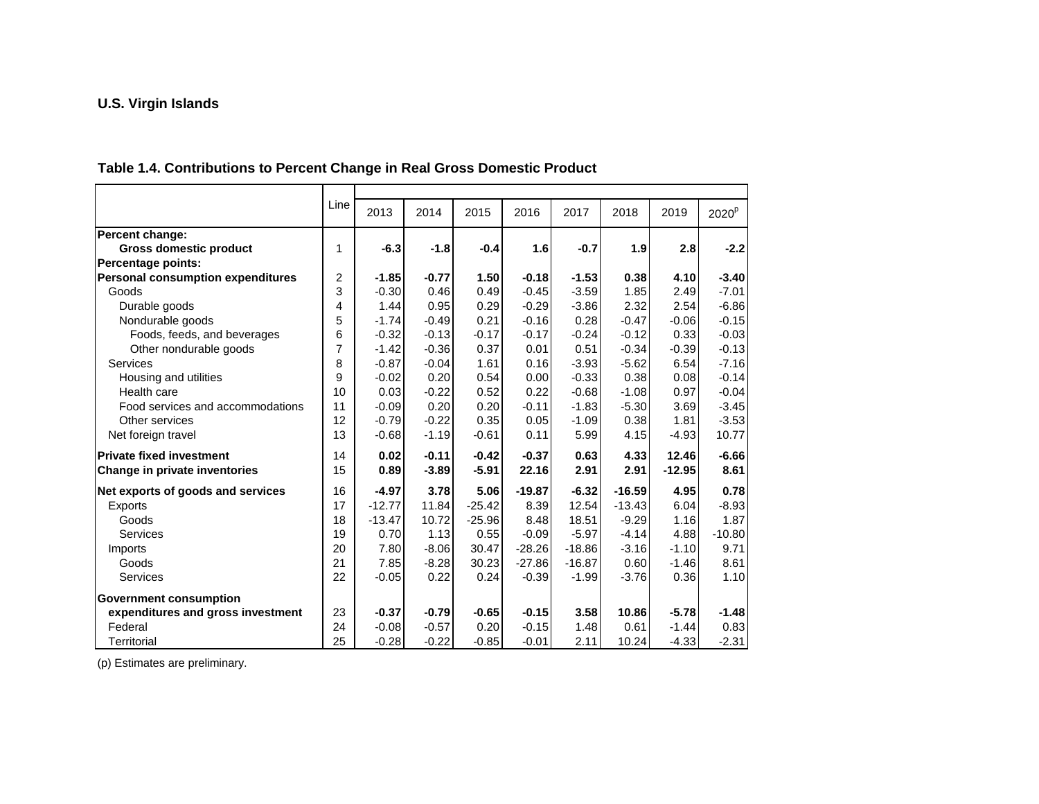## U.S. Virgin Islands

### Table 1.4. Contributions to Percent Change in Real Gross Domestic Product

| | Line | 2013 | 2014 | 2015 | 2016 | 2017 | 2018 | 2019 | 2020[p] |
|---|---|---|---|---|---|---|---|---|---|
| **Percent change:** | | | | | | | | | |
| **Gross domestic product** | 1 | **-6.3** | **-1.8** | **-0.4** | **1.6** | **-0.7** | **1.9** | **2.8** | **-2.2** |
| **Percentage points:** | | | | | | | | | |
| **Personal consumption expenditures** | 2 | **-1.85** | **-0.77** | **1.50** | **-0.18** | **-1.53** | **0.38** | **4.10** | **-3.40** |
| Goods | 3 | -0.30 | 0.46 | 0.49 | -0.45 | -3.59 | 1.85 | 2.49 | -7.01 |
| Durable goods | 4 | 1.44 | 0.95 | 0.29 | -0.29 | -3.86 | 2.32 | 2.54 | -6.86 |
| Nondurable goods | 5 | -1.74 | -0.49 | 0.21 | -0.16 | 0.28 | -0.47 | -0.06 | -0.15 |
| Foods, feeds, and beverages | 6 | -0.32 | -0.13 | -0.17 | -0.17 | -0.24 | -0.12 | 0.33 | -0.03 |
| Other nondurable goods | 7 | -1.42 | -0.36 | 0.37 | 0.01 | 0.51 | -0.34 | -0.39 | -0.13 |
| Services | 8 | -0.87 | -0.04 | 1.61 | 0.16 | -3.93 | -5.62 | 6.54 | -7.16 |
| Housing and utilities | 9 | -0.02 | 0.20 | 0.54 | 0.00 | -0.33 | 0.38 | 0.08 | -0.14 |
| Health care | 10 | 0.03 | -0.22 | 0.52 | 0.22 | -0.68 | -1.08 | 0.97 | -0.04 |
| Food services and accommodations | 11 | -0.09 | 0.20 | 0.20 | -0.11 | -1.83 | -5.30 | 3.69 | -3.45 |
| Other services | 12 | -0.79 | -0.22 | 0.35 | 0.05 | -1.09 | 0.38 | 1.81 | -3.53 |
| Net foreign travel | 13 | -0.68 | -1.19 | -0.61 | 0.11 | 5.99 | 4.15 | -4.93 | 10.77 |
| **Private fixed investment** | 14 | **0.02** | **-0.11** | **-0.42** | **-0.37** | **0.63** | **4.33** | **12.46** | **-6.66** |
| **Change in private inventories** | 15 | **0.89** | **-3.89** | **-5.91** | **22.16** | **2.91** | **2.91** | **-12.95** | **8.61** |
| **Net exports of goods and services** | 16 | **-4.97** | **3.78** | **5.06** | **-19.87** | **-6.32** | **-16.59** | **4.95** | **0.78** |
| Exports | 17 | -12.77 | 11.84 | -25.42 | 8.39 | 12.54 | -13.43 | 6.04 | -8.93 |
| Goods | 18 | -13.47 | 10.72 | -25.96 | 8.48 | 18.51 | -9.29 | 1.16 | 1.87 |
| Services | 19 | 0.70 | 1.13 | 0.55 | -0.09 | -5.97 | -4.14 | 4.88 | -10.80 |
| Imports | 20 | 7.80 | -8.06 | 30.47 | -28.26 | -18.86 | -3.16 | -1.10 | 9.71 |
| Goods | 21 | 7.85 | -8.28 | 30.23 | -27.86 | -16.87 | 0.60 | -1.46 | 8.61 |
| Services | 22 | -0.05 | 0.22 | 0.24 | -0.39 | -1.99 | -3.76 | 0.36 | 1.10 |
| **Government consumption expenditures and gross investment** | 23 | **-0.37** | **-0.79** | **-0.65** | **-0.15** | **3.58** | **10.86** | **-5.78** | **-1.48** |
| Federal | 24 | -0.08 | -0.57 | 0.20 | -0.15 | 1.48 | 0.61 | -1.44 | 0.83 |
| Territorial | 25 | -0.28 | -0.22 | -0.85 | -0.01 | 2.11 | 10.24 | -4.33 | -2.31 |

(p) Estimates are preliminary.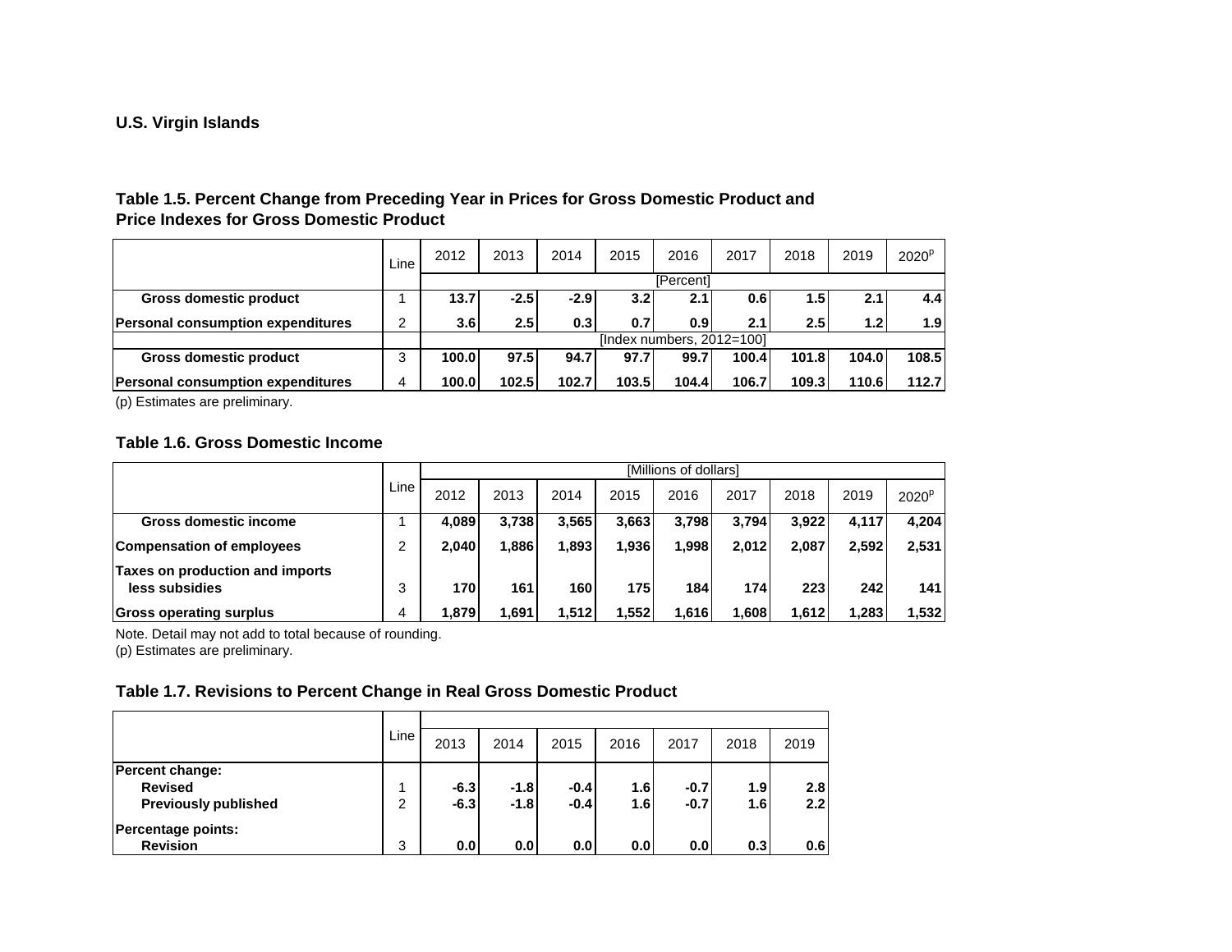## U.S. Virgin Islands

### Table 1.5. Percent Change from Preceding Year in Prices for Gross Domestic Product and Price Indexes for Gross Domestic Product

| | Line | 2012 | 2013 | 2014 | 2015 | 2016 | 2017 | 2018 | 2019 | 2020[p] |
|---|---|---|---|---|---|---|---|---|---|---|
| | | [Percent] | | | | | | | | |
| **Gross domestic product** | 1 | **13.7** | **-2.5** | **-2.9** | **3.2** | **2.1** | **0.6** | **1.5** | **2.1** | **4.4** |
| **Personal consumption expenditures** | 2 | **3.6** | **2.5** | **0.3** | **0.7** | **0.9** | **2.1** | **2.5** | **1.2** | **1.9** |
| | | [Index numbers, 2012=100] | | | | | | | | |
| **Gross domestic product** | 3 | **100.0** | **97.5** | **94.7** | **97.7** | **99.7** | **100.4** | **101.8** | **104.0** | **108.5** |
| **Personal consumption expenditures** | 4 | **100.0** | **102.5** | **102.7** | **103.5** | **104.4** | **106.7** | **109.3** | **110.6** | **112.7** |

(p) Estimates are preliminary.

### Table 1.6. Gross Domestic Income

| | Line | [Millions of dollars] | | | | | | | | |
|---|---|---|---|---|---|---|---|---|---|---|
| | | 2012 | 2013 | 2014 | 2015 | 2016 | 2017 | 2018 | 2019 | 2020[p] |
| **Gross domestic income** | 1 | **4,089** | **3,738** | **3,565** | **3,663** | **3,798** | **3,794** | **3,922** | **4,117** | **4,204** |
| **Compensation of employees** | 2 | **2,040** | **1,886** | **1,893** | **1,936** | **1,998** | **2,012** | **2,087** | **2,592** | **2,531** |
| **Taxes on production and imports less subsidies** | 3 | **170** | **161** | **160** | **175** | **184** | **174** | **223** | **242** | **141** |
| **Gross operating surplus** | 4 | **1,879** | **1,691** | **1,512** | **1,552** | **1,616** | **1,608** | **1,612** | **1,283** | **1,532** |

Note. Detail may not add to total because of rounding.
(p) Estimates are preliminary.

### Table 1.7. Revisions to Percent Change in Real Gross Domestic Product

| | Line | 2013 | 2014 | 2015 | 2016 | 2017 | 2018 | 2019 |
|---|---|---|---|---|---|---|---|---|
| **Percent change:** | | | | | | | | |
| **Revised** | 1 | **-6.3** | **-1.8** | **-0.4** | **1.6** | **-0.7** | **1.9** | **2.8** |
| **Previously published** | 2 | **-6.3** | **-1.8** | **-0.4** | **1.6** | **-0.7** | **1.6** | **2.2** |
| **Percentage points:** | | | | | | | | |
| **Revision** | 3 | **0.0** | **0.0** | **0.0** | **0.0** | **0.0** | **0.3** | **0.6** |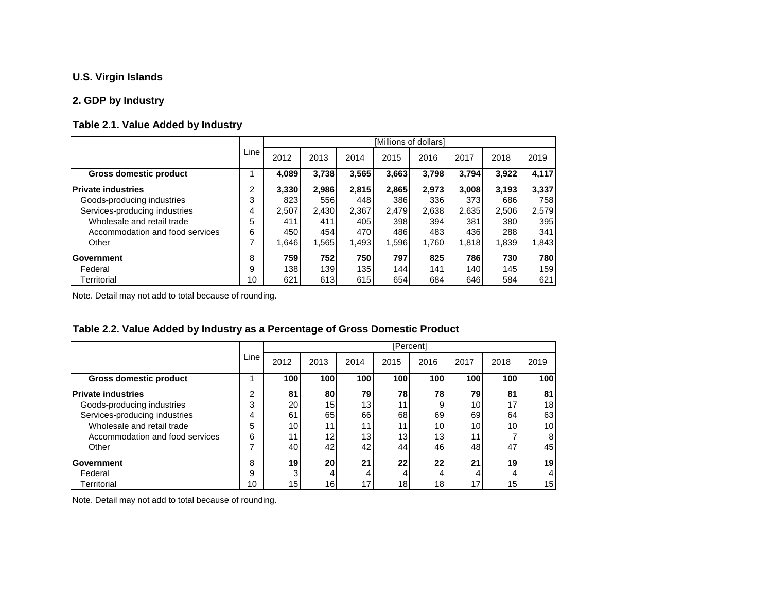## U.S. Virgin Islands

## 2. GDP by Industry

### Table 2.1. Value Added by Industry

| | Line | [Millions of dollars] | | | | | | | |
|---|---|---|---|---|---|---|---|---|---|
| | | 2012 | 2013 | 2014 | 2015 | 2016 | 2017 | 2018 | 2019 |
| **Gross domestic product** | 1 | **4,089** | **3,738** | **3,565** | **3,663** | **3,798** | **3,794** | **3,922** | **4,117** |
| **Private industries** | 2 | **3,330** | **2,986** | **2,815** | **2,865** | **2,973** | **3,008** | **3,193** | **3,337** |
| Goods-producing industries | 3 | 823 | 556 | 448 | 386 | 336 | 373 | 686 | 758 |
| Services-producing industries | 4 | 2,507 | 2,430 | 2,367 | 2,479 | 2,638 | 2,635 | 2,506 | 2,579 |
| Wholesale and retail trade | 5 | 411 | 411 | 405 | 398 | 394 | 381 | 380 | 395 |
| Accommodation and food services | 6 | 450 | 454 | 470 | 486 | 483 | 436 | 288 | 341 |
| Other | 7 | 1,646 | 1,565 | 1,493 | 1,596 | 1,760 | 1,818 | 1,839 | 1,843 |
| **Government** | 8 | **759** | **752** | **750** | **797** | **825** | **786** | **730** | **780** |
| Federal | 9 | 138 | 139 | 135 | 144 | 141 | 140 | 145 | 159 |
| Territorial | 10 | 621 | 613 | 615 | 654 | 684 | 646 | 584 | 621 |

Note. Detail may not add to total because of rounding.

### Table 2.2. Value Added by Industry as a Percentage of Gross Domestic Product

| | Line | [Percent] | | | | | | | |
|---|---|---|---|---|---|---|---|---|---|
| | | 2012 | 2013 | 2014 | 2015 | 2016 | 2017 | 2018 | 2019 |
| **Gross domestic product** | 1 | **100** | **100** | **100** | **100** | **100** | **100** | **100** | **100** |
| **Private industries** | 2 | **81** | **80** | **79** | **78** | **78** | **79** | **81** | **81** |
| Goods-producing industries | 3 | 20 | 15 | 13 | 11 | 9 | 10 | 17 | 18 |
| Services-producing industries | 4 | 61 | 65 | 66 | 68 | 69 | 69 | 64 | 63 |
| Wholesale and retail trade | 5 | 10 | 11 | 11 | 11 | 10 | 10 | 10 | 10 |
| Accommodation and food services | 6 | 11 | 12 | 13 | 13 | 13 | 11 | 7 | 8 |
| Other | 7 | 40 | 42 | 42 | 44 | 46 | 48 | 47 | 45 |
| **Government** | 8 | **19** | **20** | **21** | **22** | **22** | **21** | **19** | **19** |
| Federal | 9 | 3 | 4 | 4 | 4 | 4 | 4 | 4 | 4 |
| Territorial | 10 | 15 | 16 | 17 | 18 | 18 | 17 | 15 | 15 |

Note. Detail may not add to total because of rounding.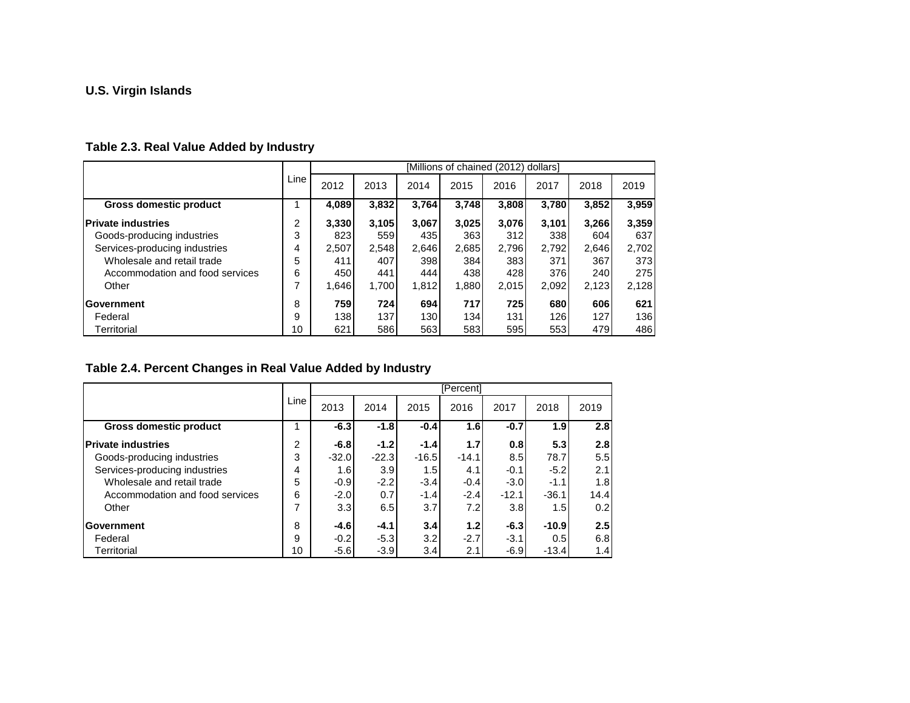## U.S. Virgin Islands

### Table 2.3. Real Value Added by Industry

| | Line | [Millions of chained (2012) dollars] | | | | | | | |
|---|---|---|---|---|---|---|---|---|---|
| | | 2012 | 2013 | 2014 | 2015 | 2016 | 2017 | 2018 | 2019 |
| **Gross domestic product** | 1 | **4,089** | **3,832** | **3,764** | **3,748** | **3,808** | **3,780** | **3,852** | **3,959** |
| **Private industries** | 2 | **3,330** | **3,105** | **3,067** | **3,025** | **3,076** | **3,101** | **3,266** | **3,359** |
| Goods-producing industries | 3 | 823 | 559 | 435 | 363 | 312 | 338 | 604 | 637 |
| Services-producing industries | 4 | 2,507 | 2,548 | 2,646 | 2,685 | 2,796 | 2,792 | 2,646 | 2,702 |
| Wholesale and retail trade | 5 | 411 | 407 | 398 | 384 | 383 | 371 | 367 | 373 |
| Accommodation and food services | 6 | 450 | 441 | 444 | 438 | 428 | 376 | 240 | 275 |
| Other | 7 | 1,646 | 1,700 | 1,812 | 1,880 | 2,015 | 2,092 | 2,123 | 2,128 |
| **Government** | 8 | **759** | **724** | **694** | **717** | **725** | **680** | **606** | **621** |
| Federal | 9 | 138 | 137 | 130 | 134 | 131 | 126 | 127 | 136 |
| Territorial | 10 | 621 | 586 | 563 | 583 | 595 | 553 | 479 | 486 |

### Table 2.4. Percent Changes in Real Value Added by Industry

| | Line | [Percent] | | | | | | |
|---|---|---|---|---|---|---|---|---|
| | | 2013 | 2014 | 2015 | 2016 | 2017 | 2018 | 2019 |
| **Gross domestic product** | 1 | **-6.3** | **-1.8** | **-0.4** | **1.6** | **-0.7** | **1.9** | **2.8** |
| **Private industries** | 2 | **-6.8** | **-1.2** | **-1.4** | **1.7** | **0.8** | **5.3** | **2.8** |
| Goods-producing industries | 3 | -32.0 | -22.3 | -16.5 | -14.1 | 8.5 | 78.7 | 5.5 |
| Services-producing industries | 4 | 1.6 | 3.9 | 1.5 | 4.1 | -0.1 | -5.2 | 2.1 |
| Wholesale and retail trade | 5 | -0.9 | -2.2 | -3.4 | -0.4 | -3.0 | -1.1 | 1.8 |
| Accommodation and food services | 6 | -2.0 | 0.7 | -1.4 | -2.4 | -12.1 | -36.1 | 14.4 |
| Other | 7 | 3.3 | 6.5 | 3.7 | 7.2 | 3.8 | 1.5 | 0.2 |
| **Government** | 8 | **-4.6** | **-4.1** | **3.4** | **1.2** | **-6.3** | **-10.9** | **2.5** |
| Federal | 9 | -0.2 | -5.3 | 3.2 | -2.7 | -3.1 | 0.5 | 6.8 |
| Territorial | 10 | -5.6 | -3.9 | 3.4 | 2.1 | -6.9 | -13.4 | 1.4 |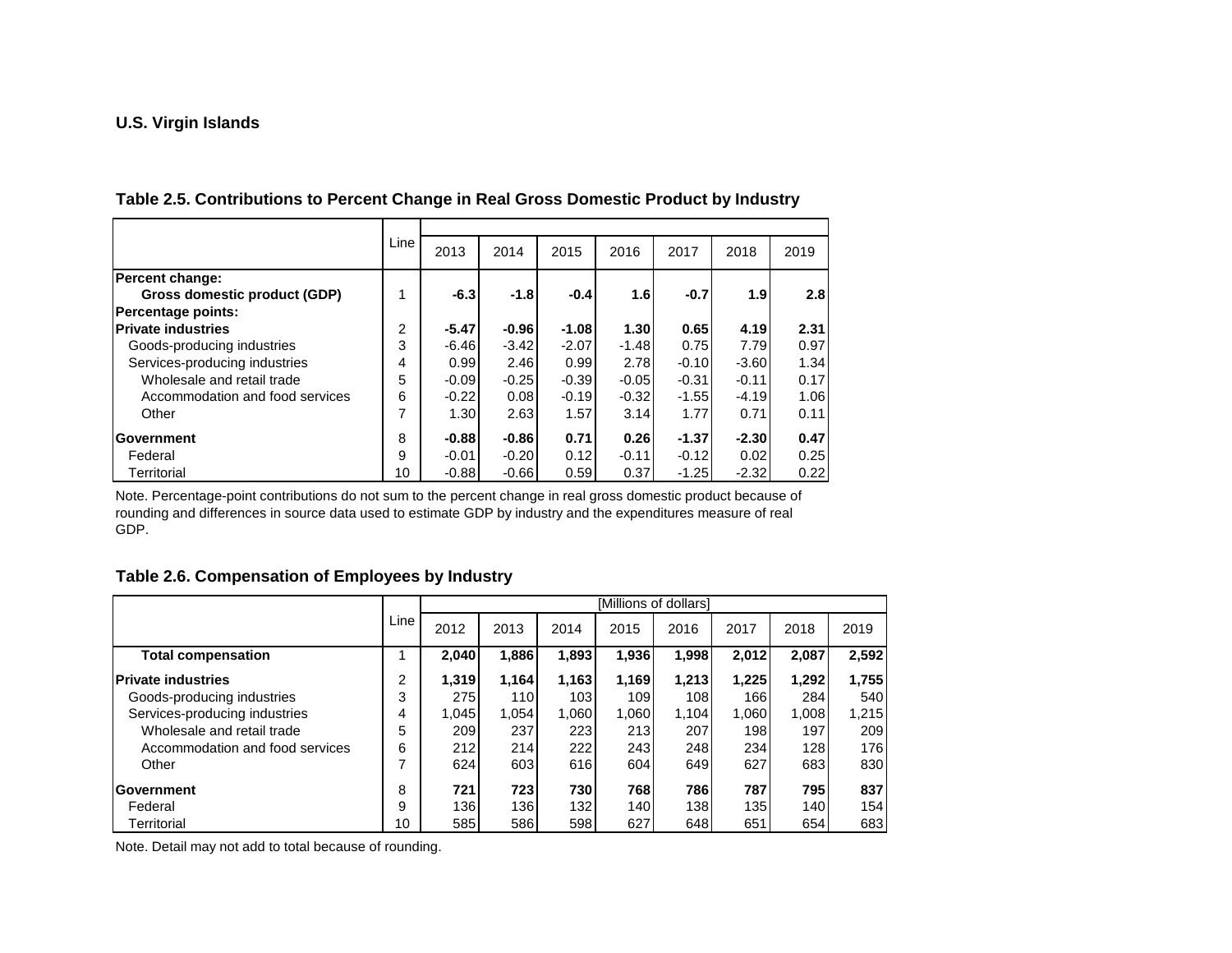## U.S. Virgin Islands

### Table 2.5. Contributions to Percent Change in Real Gross Domestic Product by Industry

| | Line | 2013 | 2014 | 2015 | 2016 | 2017 | 2018 | 2019 |
|---|---|---|---|---|---|---|---|---|
| **Percent change:** | | | | | | | | |
| **Gross domestic product (GDP)** | 1 | **-6.3** | **-1.8** | **-0.4** | **1.6** | **-0.7** | **1.9** | **2.8** |
| **Percentage points:** | | | | | | | | |
| **Private industries** | 2 | **-5.47** | **-0.96** | **-1.08** | **1.30** | **0.65** | **4.19** | **2.31** |
| Goods-producing industries | 3 | -6.46 | -3.42 | -2.07 | -1.48 | 0.75 | 7.79 | 0.97 |
| Services-producing industries | 4 | 0.99 | 2.46 | 0.99 | 2.78 | -0.10 | -3.60 | 1.34 |
| Wholesale and retail trade | 5 | -0.09 | -0.25 | -0.39 | -0.05 | -0.31 | -0.11 | 0.17 |
| Accommodation and food services | 6 | -0.22 | 0.08 | -0.19 | -0.32 | -1.55 | -4.19 | 1.06 |
| Other | 7 | 1.30 | 2.63 | 1.57 | 3.14 | 1.77 | 0.71 | 0.11 |
| **Government** | 8 | **-0.88** | **-0.86** | **0.71** | **0.26** | **-1.37** | **-2.30** | **0.47** |
| Federal | 9 | -0.01 | -0.20 | 0.12 | -0.11 | -0.12 | 0.02 | 0.25 |
| Territorial | 10 | -0.88 | -0.66 | 0.59 | 0.37 | -1.25 | -2.32 | 0.22 |

Note. Percentage-point contributions do not sum to the percent change in real gross domestic product because of rounding and differences in source data used to estimate GDP by industry and the expenditures measure of real GDP.

### Table 2.6. Compensation of Employees by Industry

| | Line | [Millions of dollars] | | | | | | | |
|---|---|---|---|---|---|---|---|---|---|
| | | 2012 | 2013 | 2014 | 2015 | 2016 | 2017 | 2018 | 2019 |
| **Total compensation** | 1 | **2,040** | **1,886** | **1,893** | **1,936** | **1,998** | **2,012** | **2,087** | **2,592** |
| **Private industries** | 2 | **1,319** | **1,164** | **1,163** | **1,169** | **1,213** | **1,225** | **1,292** | **1,755** |
| Goods-producing industries | 3 | 275 | 110 | 103 | 109 | 108 | 166 | 284 | 540 |
| Services-producing industries | 4 | 1,045 | 1,054 | 1,060 | 1,060 | 1,104 | 1,060 | 1,008 | 1,215 |
| Wholesale and retail trade | 5 | 209 | 237 | 223 | 213 | 207 | 198 | 197 | 209 |
| Accommodation and food services | 6 | 212 | 214 | 222 | 243 | 248 | 234 | 128 | 176 |
| Other | 7 | 624 | 603 | 616 | 604 | 649 | 627 | 683 | 830 |
| **Government** | 8 | **721** | **723** | **730** | **768** | **786** | **787** | **795** | **837** |
| Federal | 9 | 136 | 136 | 132 | 140 | 138 | 135 | 140 | 154 |
| Territorial | 10 | 585 | 586 | 598 | 627 | 648 | 651 | 654 | 683 |

Note. Detail may not add to total because of rounding.